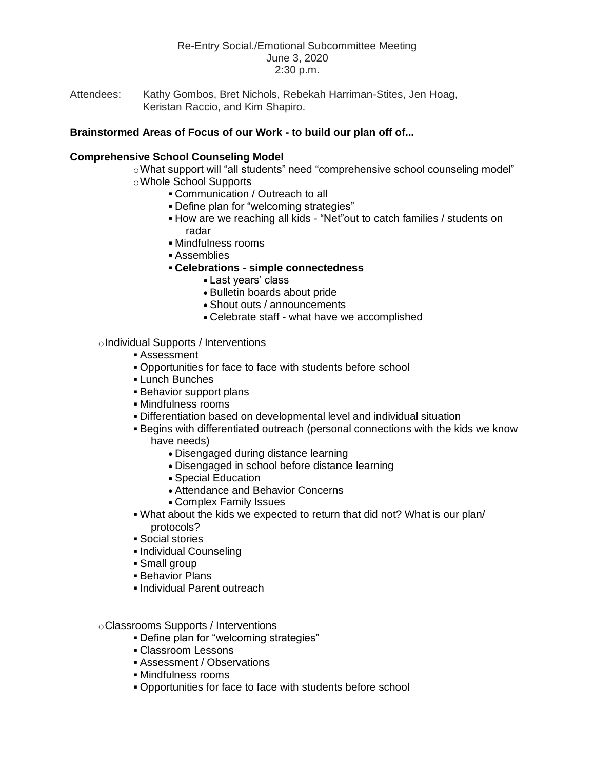Re-Entry Social./Emotional Subcommittee Meeting
June 3, 2020
2:30 p.m.

Attendees: Kathy Gombos, Bret Nichols, Rebekah Harriman-Stites, Jen Hoag, Keristan Raccio, and Kim Shapiro.

**Brainstormed Areas of Focus of our Work - to build our plan off of...**

**Comprehensive School Counseling Model**

- What support will “all students” need “comprehensive school counseling model”
- Whole School Supports
  - Communication / Outreach to all
  - Define plan for “welcoming strategies”
  - How are we reaching all kids - “Net”out to catch families / students on radar
  - Mindfulness rooms
  - Assemblies
  - **Celebrations - simple connectedness**
    - Last years’ class
    - Bulletin boards about pride
    - Shout outs / announcements
    - Celebrate staff - what have we accomplished

- Individual Supports / Interventions
  - Assessment
  - Opportunities for face to face with students before school
  - Lunch Bunches
  - Behavior support plans
  - Mindfulness rooms
  - Differentiation based on developmental level and individual situation
  - Begins with differentiated outreach (personal connections with the kids we know have needs)
    - Disengaged during distance learning
    - Disengaged in school before distance learning
    - Special Education
    - Attendance and Behavior Concerns
    - Complex Family Issues
  - What about the kids we expected to return that did not? What is our plan/ protocols?
  - Social stories
  - Individual Counseling
  - Small group
  - Behavior Plans
  - Individual Parent outreach

- Classrooms Supports / Interventions
  - Define plan for “welcoming strategies”
  - Classroom Lessons
  - Assessment / Observations
  - Mindfulness rooms
  - Opportunities for face to face with students before school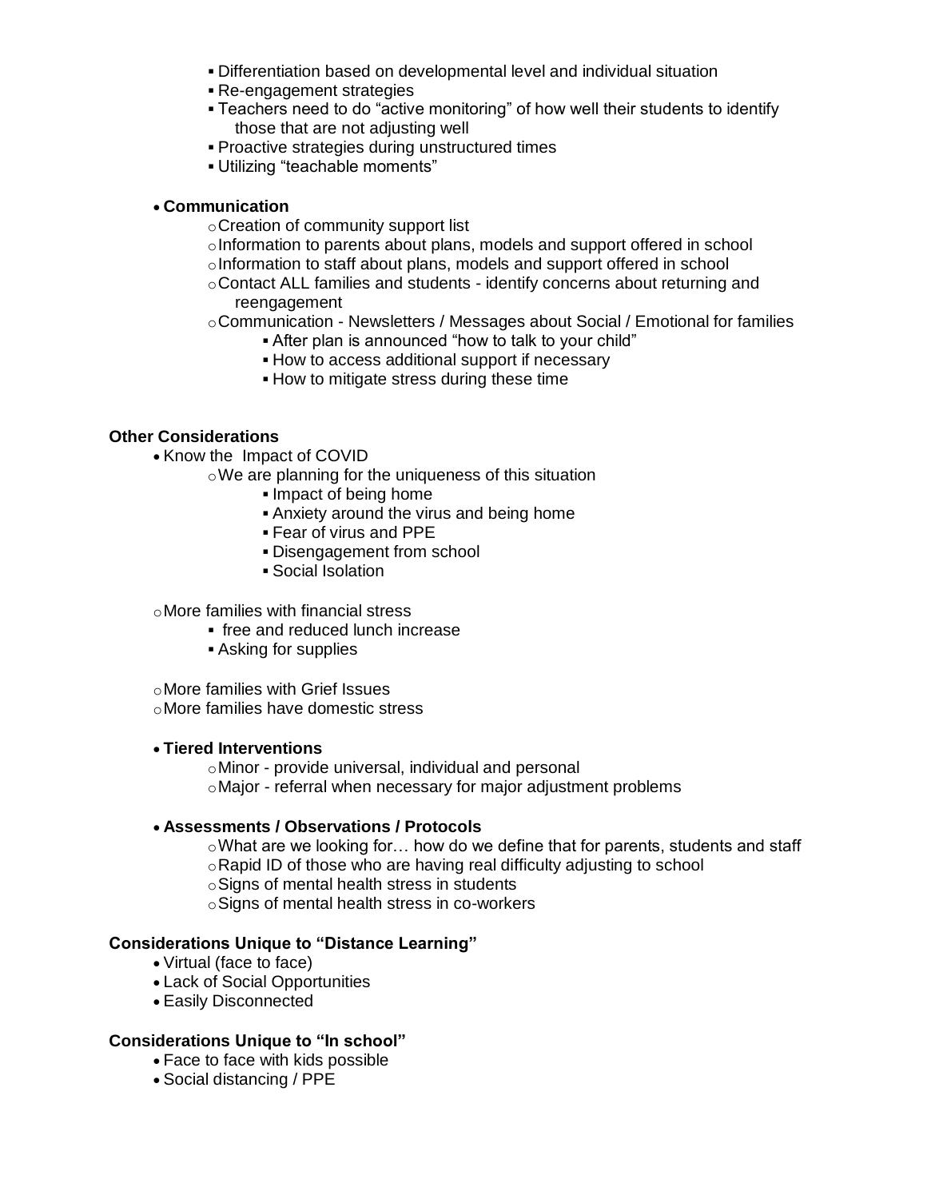- Differentiation based on developmental level and individual situation
        - Re-engagement strategies
        - Teachers need to do "active monitoring" of how well their students to identify those that are not adjusting well
        - Proactive strategies during unstructured times
        - Utilizing "teachable moments"

- **Communication**
    - Creation of community support list
    - Information to parents about plans, models and support offered in school
    - Information to staff about plans, models and support offered in school
    - Contact ALL families and students - identify concerns about returning and reengagement
    - Communication - Newsletters / Messages about Social / Emotional for families
        - After plan is announced "how to talk to your child"
        - How to access additional support if necessary
        - How to mitigate stress during these time

**Other Considerations**

- Know the Impact of COVID
    - We are planning for the uniqueness of this situation
        - Impact of being home
        - Anxiety around the virus and being home
        - Fear of virus and PPE
        - Disengagement from school
        - Social Isolation
    - More families with financial stress
        - free and reduced lunch increase
        - Asking for supplies
    - More families with Grief Issues
    - More families have domestic stress

- **Tiered Interventions**
    - Minor - provide universal, individual and personal
    - Major - referral when necessary for major adjustment problems

- **Assessments / Observations / Protocols**
    - What are we looking for… how do we define that for parents, students and staff
    - Rapid ID of those who are having real difficulty adjusting to school
    - Signs of mental health stress in students
    - Signs of mental health stress in co-workers

**Considerations Unique to "Distance Learning"**

- Virtual (face to face)
- Lack of Social Opportunities
- Easily Disconnected

**Considerations Unique to "In school"**

- Face to face with kids possible
- Social distancing / PPE